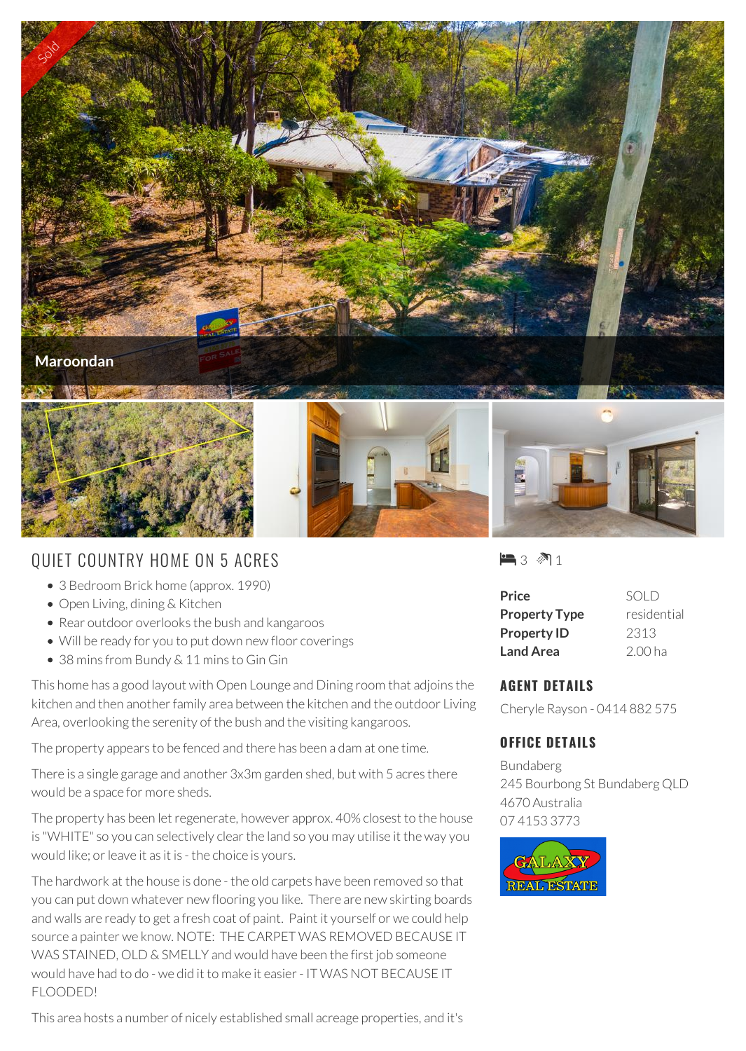Maroondan

# QUIET COUNTRY HOME ON 5 ACRES

- 3 Bedroom Brick home (approx. 1990)
- Open Living, dining & Kitchen
- Rear outdoor overlooks the bush and kangaroos
- Will be ready for you to put down new floor coverings
- 38 mins from Bundy & 11 mins to Gin Gin

This home has a good layout with Open Lounge and Dining room that adjoins the kitchen and then another family area between the kitchen and the outdoor Living Area, overlooking the serenity of the bush and the visiting kangaroos.

The property appears to be fenced and there has been a dam at one time.

There is a single garage and another 3x3m garden shed, but with 5 acres there would be a space for more sheds.

The property has been let regenerate, however approx. 40% closest to the house is "WHITE" so you can selectively clear the land so you may utilise it the way you would like; or leave it as it is - the choice is yours.

The hardwork at the house is done - the old carpets have been removed so that you can put down whatever new flooring you like. There are new skirting boards and walls are ready to get a fresh coat of paint. Paint it yourself or we could help source a painter we know. NOTE: THE CARPET WAS REMOVED BECAUSE IT WAS STAINED, OLD & SMELLY and would have been the first job someone would have had to do - we did it to make it easier - IT WAS NOT BECAUSE IT FLOODED!

This area hosts a number of nicely established small acreage properties, and it's

3 1

| | |
|---|---|
| **Price** | SOLD |
| **Property Type** | residential |
| **Property ID** | 2313 |
| **Land Area** | 2.00 ha |

## AGENT DETAILS

Cheryle Rayson - 0414 882 575

## OFFICE DETAILS

Bundaberg
245 Bourbong St Bundaberg QLD 4670 Australia
07 4153 3773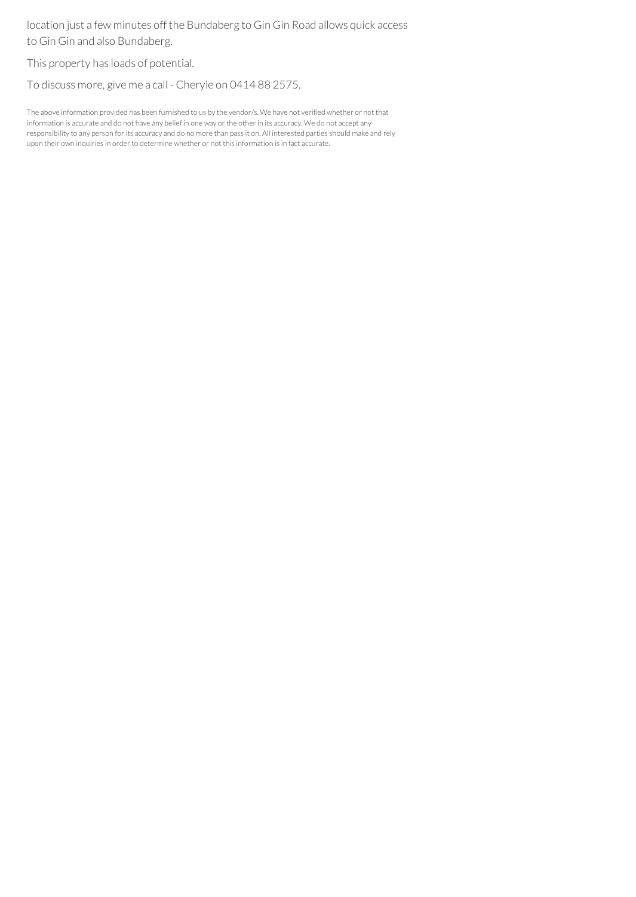location just a few minutes off the Bundaberg to Gin Gin Road allows quick access to Gin Gin and also Bundaberg.

This property has loads of potential.

To discuss more, give me a call - Cheryle on 0414 88 2575.

The above information provided has been furnished to us by the vendor/s. We have not verified whether or not that information is accurate and do not have any belief in one way or the other in its accuracy. We do not accept any responsibility to any person for its accuracy and do no more than pass it on. All interested parties should make and rely upon their own inquiries in order to determine whether or not this information is in fact accurate.